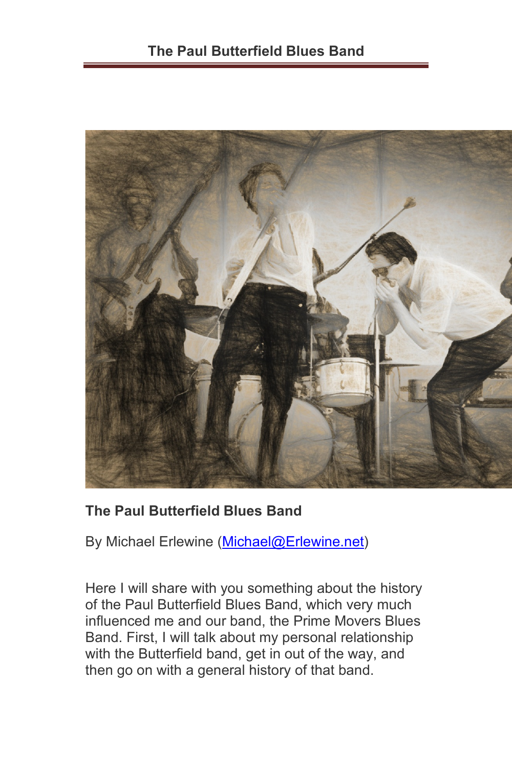## The Paul Butterfield Blues Band

By Michael Erlewine (Michael@Erlewine.net)

Here I will share with you something about the history of the Paul Butterfield Blues Band, which very much influenced me and our band, the Prime Movers Blues Band. First, I will talk about my personal relationship with the Butterfield band, get in out of the way, and then go on with a general history of that band.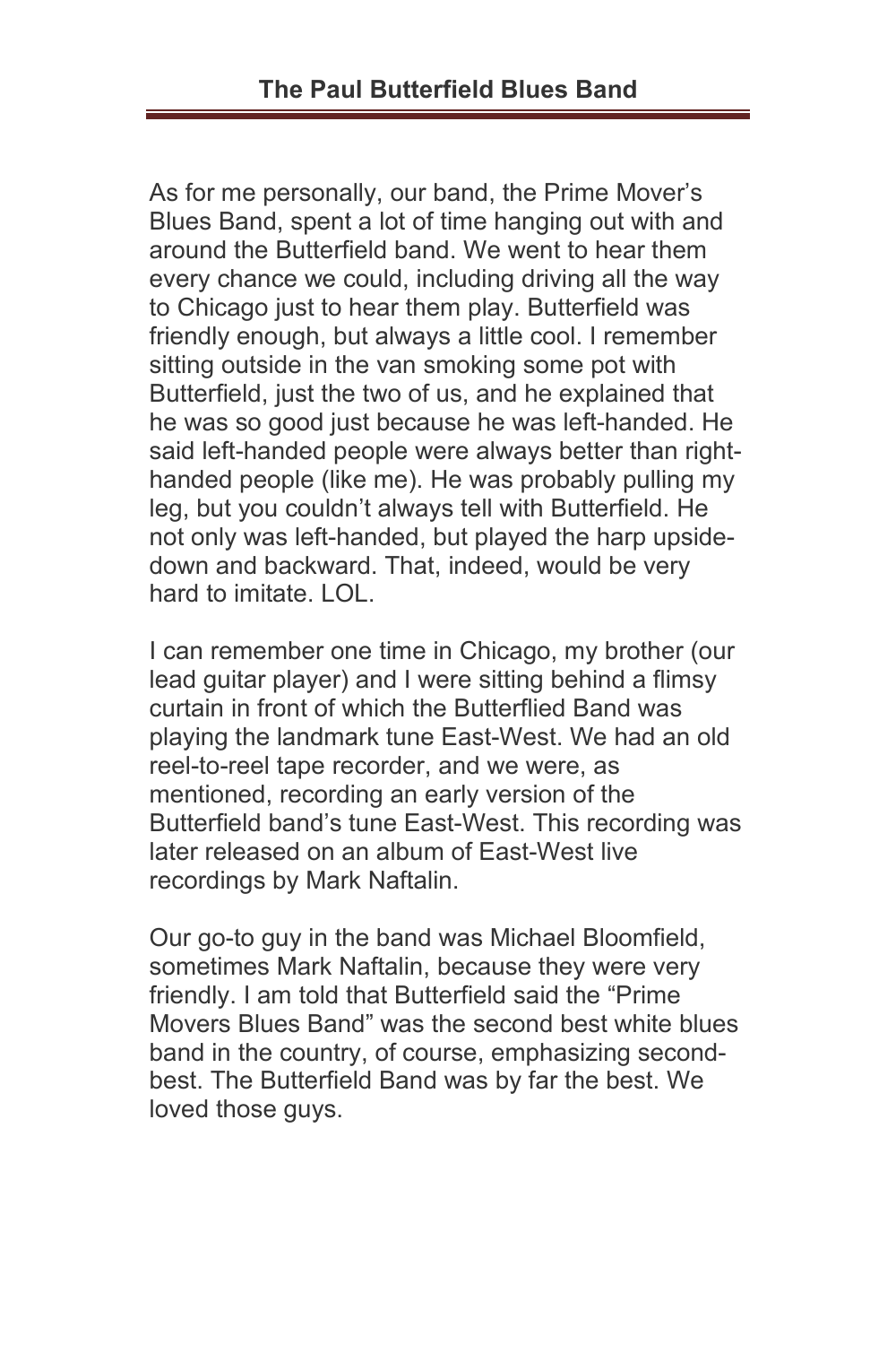As for me personally, our band, the Prime Mover's Blues Band, spent a lot of time hanging out with and around the Butterfield band. We went to hear them every chance we could, including driving all the way to Chicago just to hear them play. Butterfield was friendly enough, but always a little cool. I remember sitting outside in the van smoking some pot with Butterfield, just the two of us, and he explained that he was so good just because he was left-handed. He said left-handed people were always better than right-handed people (like me). He was probably pulling my leg, but you couldn't always tell with Butterfield. He not only was left-handed, but played the harp upside-down and backward. That, indeed, would be very hard to imitate. LOL.

I can remember one time in Chicago, my brother (our lead guitar player) and I were sitting behind a flimsy curtain in front of which the Butterflied Band was playing the landmark tune East-West. We had an old reel-to-reel tape recorder, and we were, as mentioned, recording an early version of the Butterfield band's tune East-West. This recording was later released on an album of East-West live recordings by Mark Naftalin.

Our go-to guy in the band was Michael Bloomfield, sometimes Mark Naftalin, because they were very friendly. I am told that Butterfield said the "Prime Movers Blues Band" was the second best white blues band in the country, of course, emphasizing second-best. The Butterfield Band was by far the best. We loved those guys.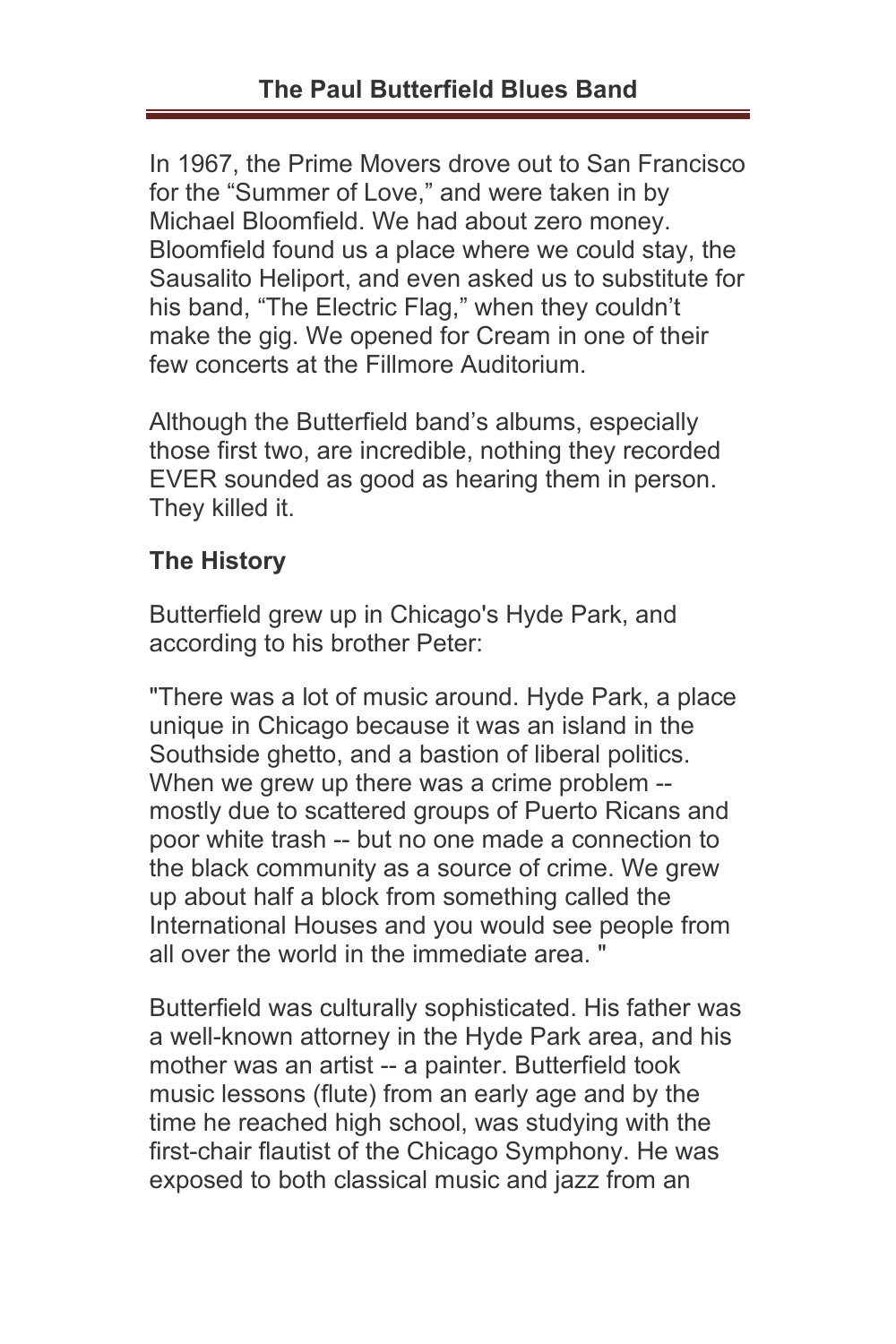In 1967, the Prime Movers drove out to San Francisco for the "Summer of Love," and were taken in by Michael Bloomfield. We had about zero money. Bloomfield found us a place where we could stay, the Sausalito Heliport, and even asked us to substitute for his band, "The Electric Flag," when they couldn't make the gig. We opened for Cream in one of their few concerts at the Fillmore Auditorium.

Although the Butterfield band's albums, especially those first two, are incredible, nothing they recorded EVER sounded as good as hearing them in person. They killed it.

### The History

Butterfield grew up in Chicago's Hyde Park, and according to his brother Peter:

"There was a lot of music around. Hyde Park, a place unique in Chicago because it was an island in the Southside ghetto, and a bastion of liberal politics. When we grew up there was a crime problem -- mostly due to scattered groups of Puerto Ricans and poor white trash -- but no one made a connection to the black community as a source of crime. We grew up about half a block from something called the International Houses and you would see people from all over the world in the immediate area. "

Butterfield was culturally sophisticated. His father was a well-known attorney in the Hyde Park area, and his mother was an artist -- a painter. Butterfield took music lessons (flute) from an early age and by the time he reached high school, was studying with the first-chair flautist of the Chicago Symphony. He was exposed to both classical music and jazz from an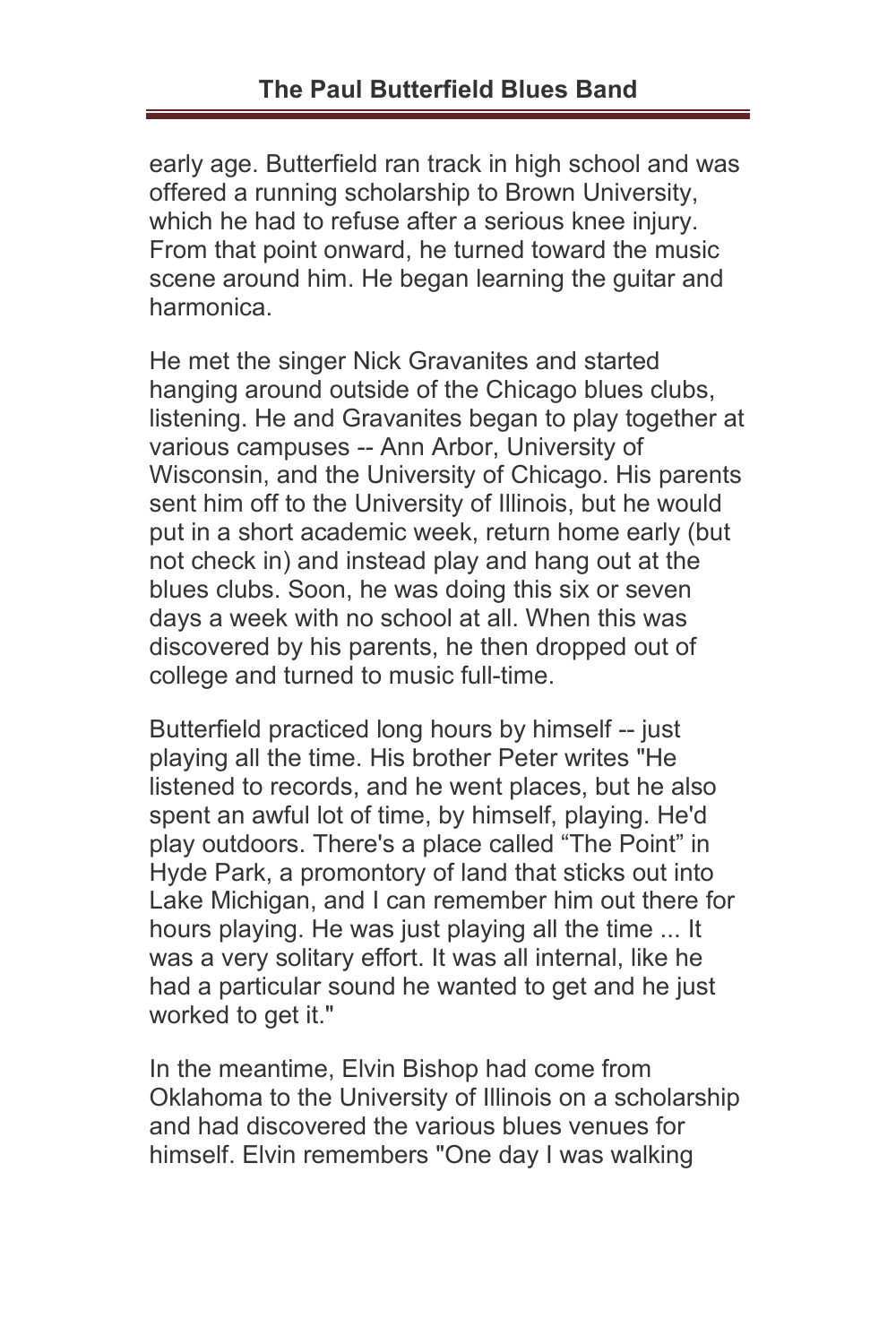early age. Butterfield ran track in high school and was offered a running scholarship to Brown University, which he had to refuse after a serious knee injury. From that point onward, he turned toward the music scene around him. He began learning the guitar and harmonica.

He met the singer Nick Gravanites and started hanging around outside of the Chicago blues clubs, listening. He and Gravanites began to play together at various campuses -- Ann Arbor, University of Wisconsin, and the University of Chicago. His parents sent him off to the University of Illinois, but he would put in a short academic week, return home early (but not check in) and instead play and hang out at the blues clubs. Soon, he was doing this six or seven days a week with no school at all. When this was discovered by his parents, he then dropped out of college and turned to music full-time.

Butterfield practiced long hours by himself -- just playing all the time. His brother Peter writes "He listened to records, and he went places, but he also spent an awful lot of time, by himself, playing. He'd play outdoors. There's a place called "The Point" in Hyde Park, a promontory of land that sticks out into Lake Michigan, and I can remember him out there for hours playing. He was just playing all the time ... It was a very solitary effort. It was all internal, like he had a particular sound he wanted to get and he just worked to get it."

In the meantime, Elvin Bishop had come from Oklahoma to the University of Illinois on a scholarship and had discovered the various blues venues for himself. Elvin remembers "One day I was walking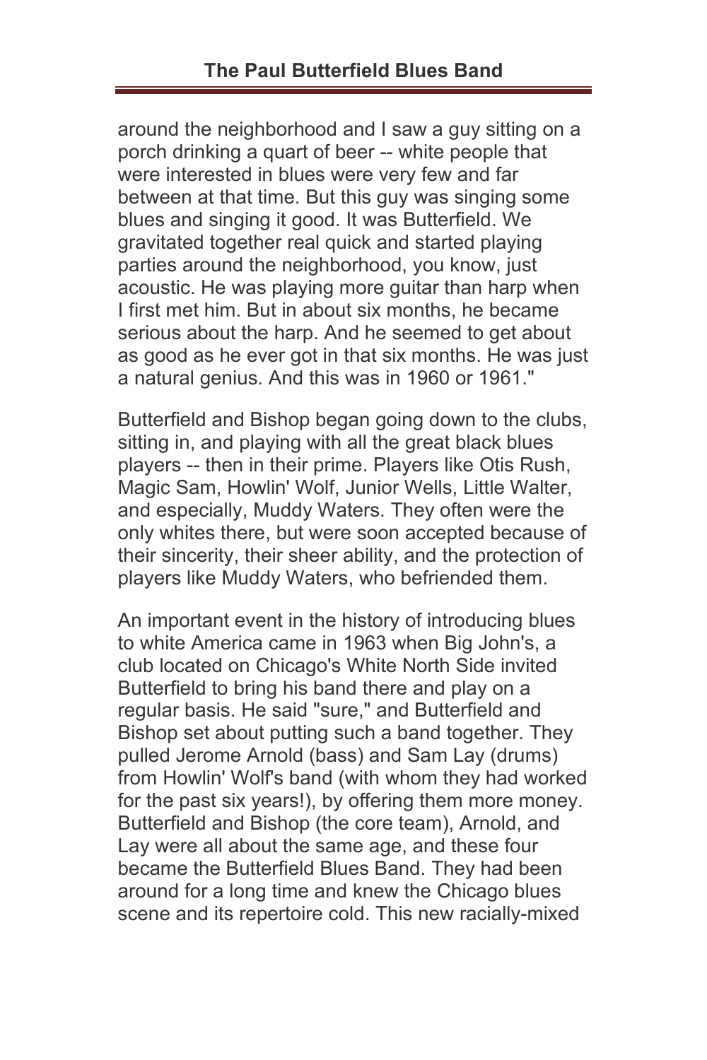around the neighborhood and I saw a guy sitting on a porch drinking a quart of beer -- white people that were interested in blues were very few and far between at that time. But this guy was singing some blues and singing it good. It was Butterfield. We gravitated together real quick and started playing parties around the neighborhood, you know, just acoustic. He was playing more guitar than harp when I first met him. But in about six months, he became serious about the harp. And he seemed to get about as good as he ever got in that six months. He was just a natural genius. And this was in 1960 or 1961."

Butterfield and Bishop began going down to the clubs, sitting in, and playing with all the great black blues players -- then in their prime. Players like Otis Rush, Magic Sam, Howlin' Wolf, Junior Wells, Little Walter, and especially, Muddy Waters. They often were the only whites there, but were soon accepted because of their sincerity, their sheer ability, and the protection of players like Muddy Waters, who befriended them.

An important event in the history of introducing blues to white America came in 1963 when Big John's, a club located on Chicago's White North Side invited Butterfield to bring his band there and play on a regular basis. He said "sure," and Butterfield and Bishop set about putting such a band together. They pulled Jerome Arnold (bass) and Sam Lay (drums) from Howlin' Wolf's band (with whom they had worked for the past six years!), by offering them more money. Butterfield and Bishop (the core team), Arnold, and Lay were all about the same age, and these four became the Butterfield Blues Band. They had been around for a long time and knew the Chicago blues scene and its repertoire cold. This new racially-mixed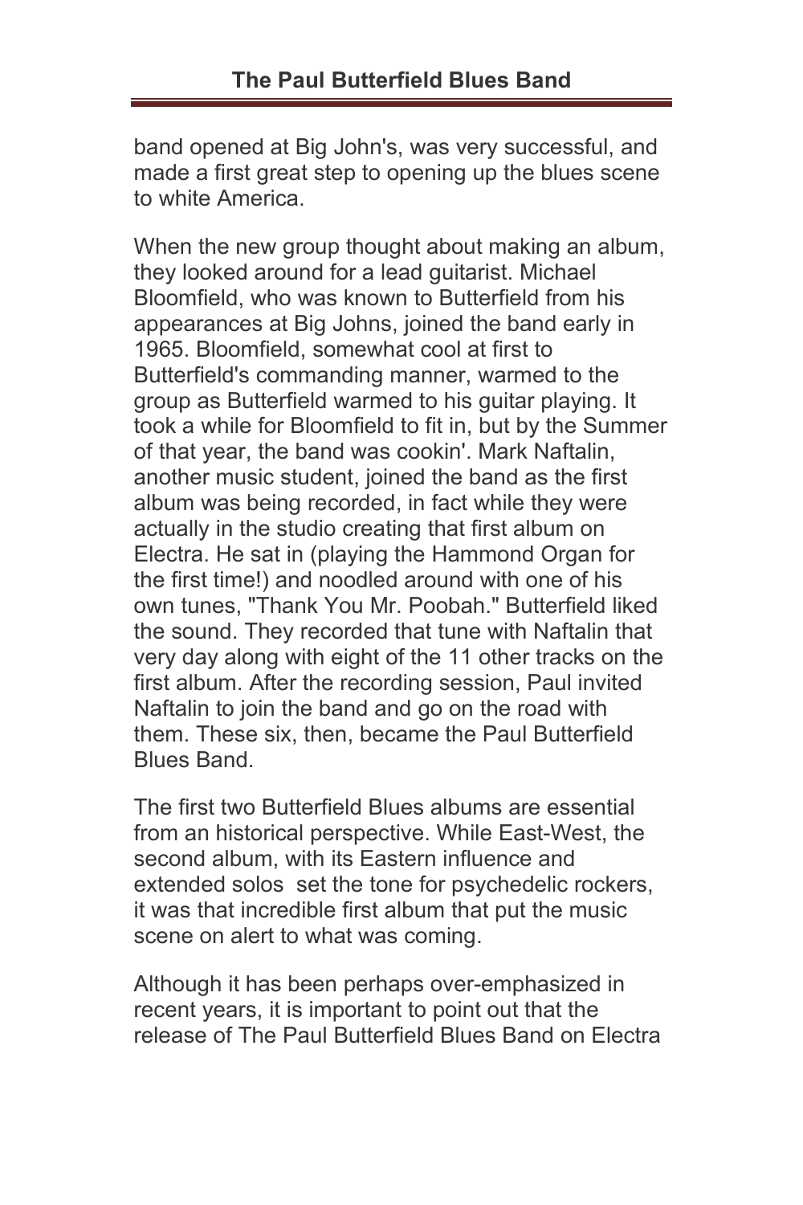band opened at Big John's, was very successful, and made a first great step to opening up the blues scene to white America.

When the new group thought about making an album, they looked around for a lead guitarist. Michael Bloomfield, who was known to Butterfield from his appearances at Big Johns, joined the band early in 1965. Bloomfield, somewhat cool at first to Butterfield's commanding manner, warmed to the group as Butterfield warmed to his guitar playing. It took a while for Bloomfield to fit in, but by the Summer of that year, the band was cookin'. Mark Naftalin, another music student, joined the band as the first album was being recorded, in fact while they were actually in the studio creating that first album on Electra. He sat in (playing the Hammond Organ for the first time!) and noodled around with one of his own tunes, "Thank You Mr. Poobah." Butterfield liked the sound. They recorded that tune with Naftalin that very day along with eight of the 11 other tracks on the first album. After the recording session, Paul invited Naftalin to join the band and go on the road with them. These six, then, became the Paul Butterfield Blues Band.

The first two Butterfield Blues albums are essential from an historical perspective. While East-West, the second album, with its Eastern influence and extended solos set the tone for psychedelic rockers, it was that incredible first album that put the music scene on alert to what was coming.

Although it has been perhaps over-emphasized in recent years, it is important to point out that the release of The Paul Butterfield Blues Band on Electra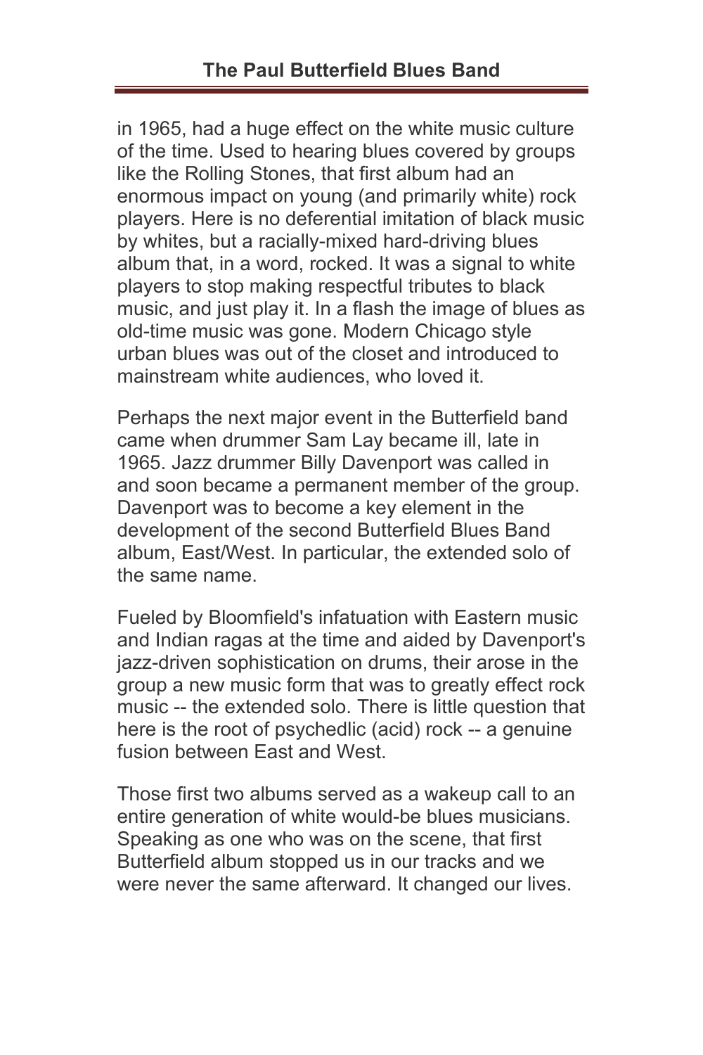in 1965, had a huge effect on the white music culture of the time. Used to hearing blues covered by groups like the Rolling Stones, that first album had an enormous impact on young (and primarily white) rock players. Here is no deferential imitation of black music by whites, but a racially-mixed hard-driving blues album that, in a word, rocked. It was a signal to white players to stop making respectful tributes to black music, and just play it. In a flash the image of blues as old-time music was gone. Modern Chicago style urban blues was out of the closet and introduced to mainstream white audiences, who loved it.

Perhaps the next major event in the Butterfield band came when drummer Sam Lay became ill, late in 1965. Jazz drummer Billy Davenport was called in and soon became a permanent member of the group. Davenport was to become a key element in the development of the second Butterfield Blues Band album, East/West. In particular, the extended solo of the same name.

Fueled by Bloomfield's infatuation with Eastern music and Indian ragas at the time and aided by Davenport's jazz-driven sophistication on drums, their arose in the group a new music form that was to greatly effect rock music -- the extended solo. There is little question that here is the root of psychedlic (acid) rock -- a genuine fusion between East and West.

Those first two albums served as a wakeup call to an entire generation of white would-be blues musicians. Speaking as one who was on the scene, that first Butterfield album stopped us in our tracks and we were never the same afterward. It changed our lives.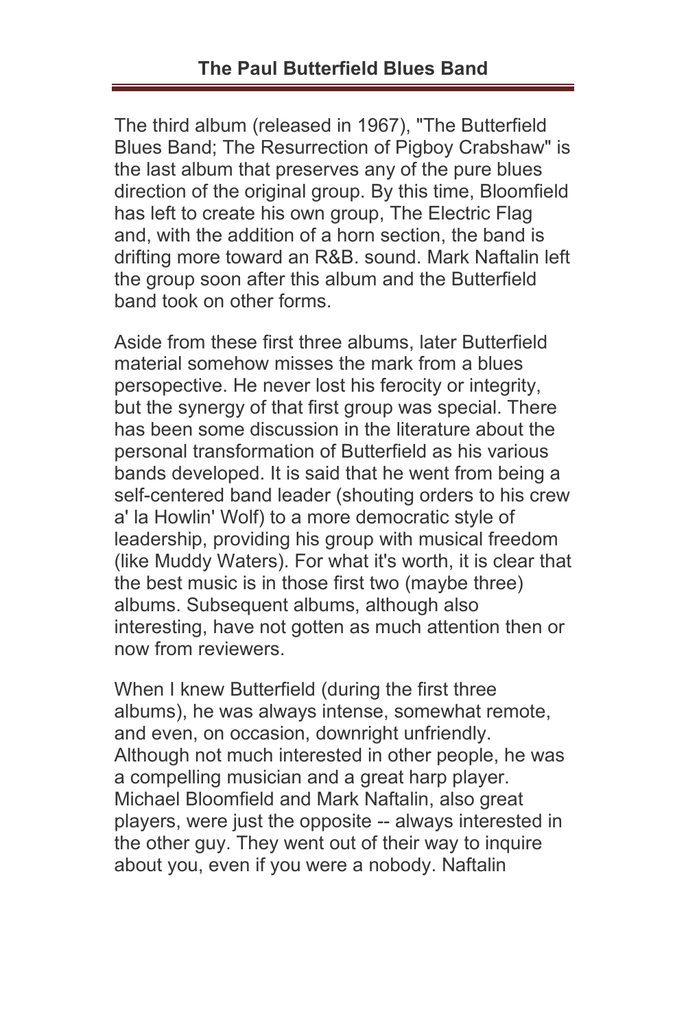The third album (released in 1967), "The Butterfield Blues Band; The Resurrection of Pigboy Crabshaw" is the last album that preserves any of the pure blues direction of the original group. By this time, Bloomfield has left to create his own group, The Electric Flag and, with the addition of a horn section, the band is drifting more toward an R&B. sound. Mark Naftalin left the group soon after this album and the Butterfield band took on other forms.

Aside from these first three albums, later Butterfield material somehow misses the mark from a blues persopective. He never lost his ferocity or integrity, but the synergy of that first group was special. There has been some discussion in the literature about the personal transformation of Butterfield as his various bands developed. It is said that he went from being a self-centered band leader (shouting orders to his crew a' la Howlin' Wolf) to a more democratic style of leadership, providing his group with musical freedom (like Muddy Waters). For what it's worth, it is clear that the best music is in those first two (maybe three) albums. Subsequent albums, although also interesting, have not gotten as much attention then or now from reviewers.

When I knew Butterfield (during the first three albums), he was always intense, somewhat remote, and even, on occasion, downright unfriendly. Although not much interested in other people, he was a compelling musician and a great harp player. Michael Bloomfield and Mark Naftalin, also great players, were just the opposite -- always interested in the other guy. They went out of their way to inquire about you, even if you were a nobody. Naftalin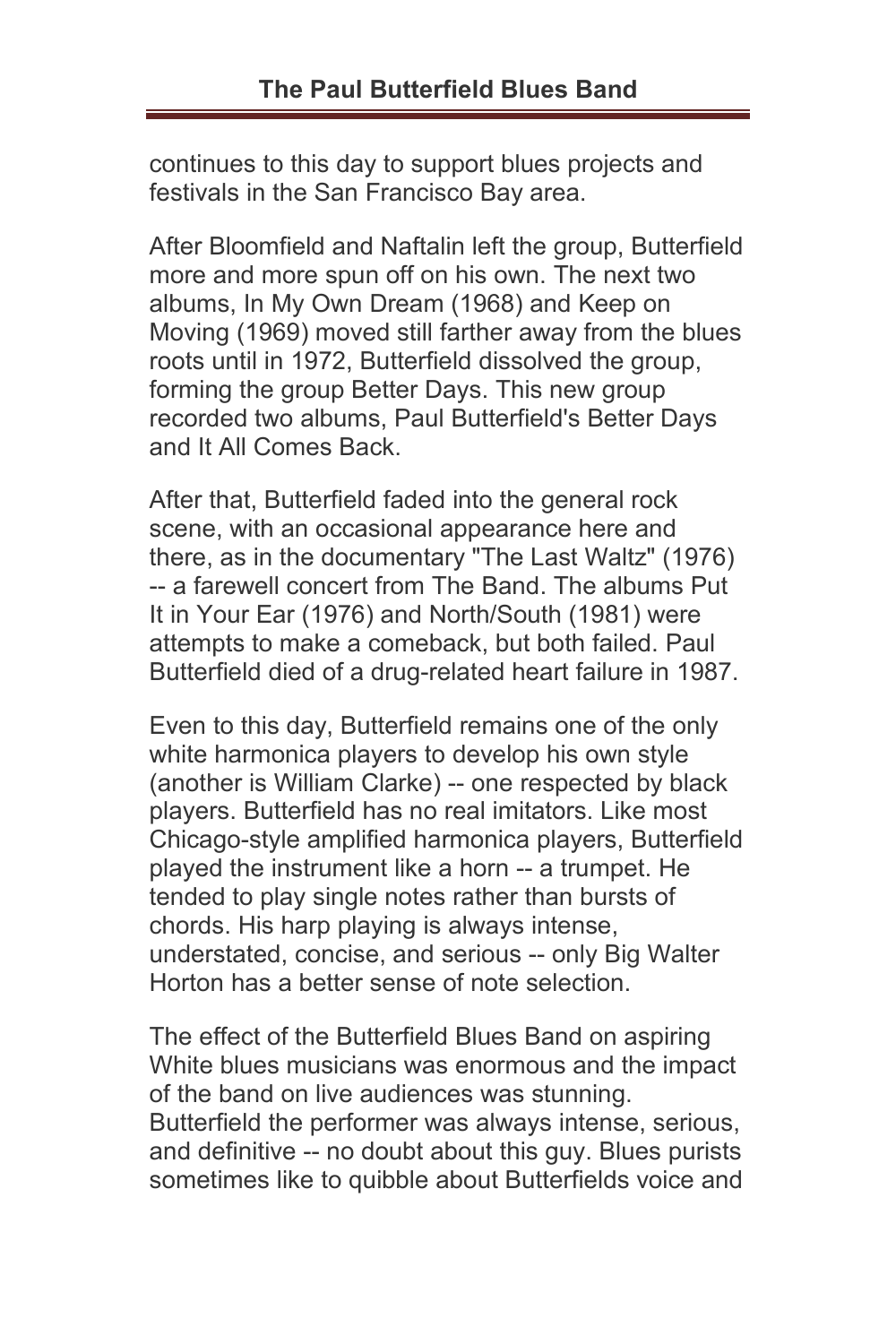continues to this day to support blues projects and festivals in the San Francisco Bay area.

After Bloomfield and Naftalin left the group, Butterfield more and more spun off on his own. The next two albums, In My Own Dream (1968) and Keep on Moving (1969) moved still farther away from the blues roots until in 1972, Butterfield dissolved the group, forming the group Better Days. This new group recorded two albums, Paul Butterfield's Better Days and It All Comes Back.

After that, Butterfield faded into the general rock scene, with an occasional appearance here and there, as in the documentary "The Last Waltz" (1976) -- a farewell concert from The Band. The albums Put It in Your Ear (1976) and North/South (1981) were attempts to make a comeback, but both failed. Paul Butterfield died of a drug-related heart failure in 1987.

Even to this day, Butterfield remains one of the only white harmonica players to develop his own style (another is William Clarke) -- one respected by black players. Butterfield has no real imitators. Like most Chicago-style amplified harmonica players, Butterfield played the instrument like a horn -- a trumpet. He tended to play single notes rather than bursts of chords. His harp playing is always intense, understated, concise, and serious -- only Big Walter Horton has a better sense of note selection.

The effect of the Butterfield Blues Band on aspiring White blues musicians was enormous and the impact of the band on live audiences was stunning. Butterfield the performer was always intense, serious, and definitive -- no doubt about this guy. Blues purists sometimes like to quibble about Butterfields voice and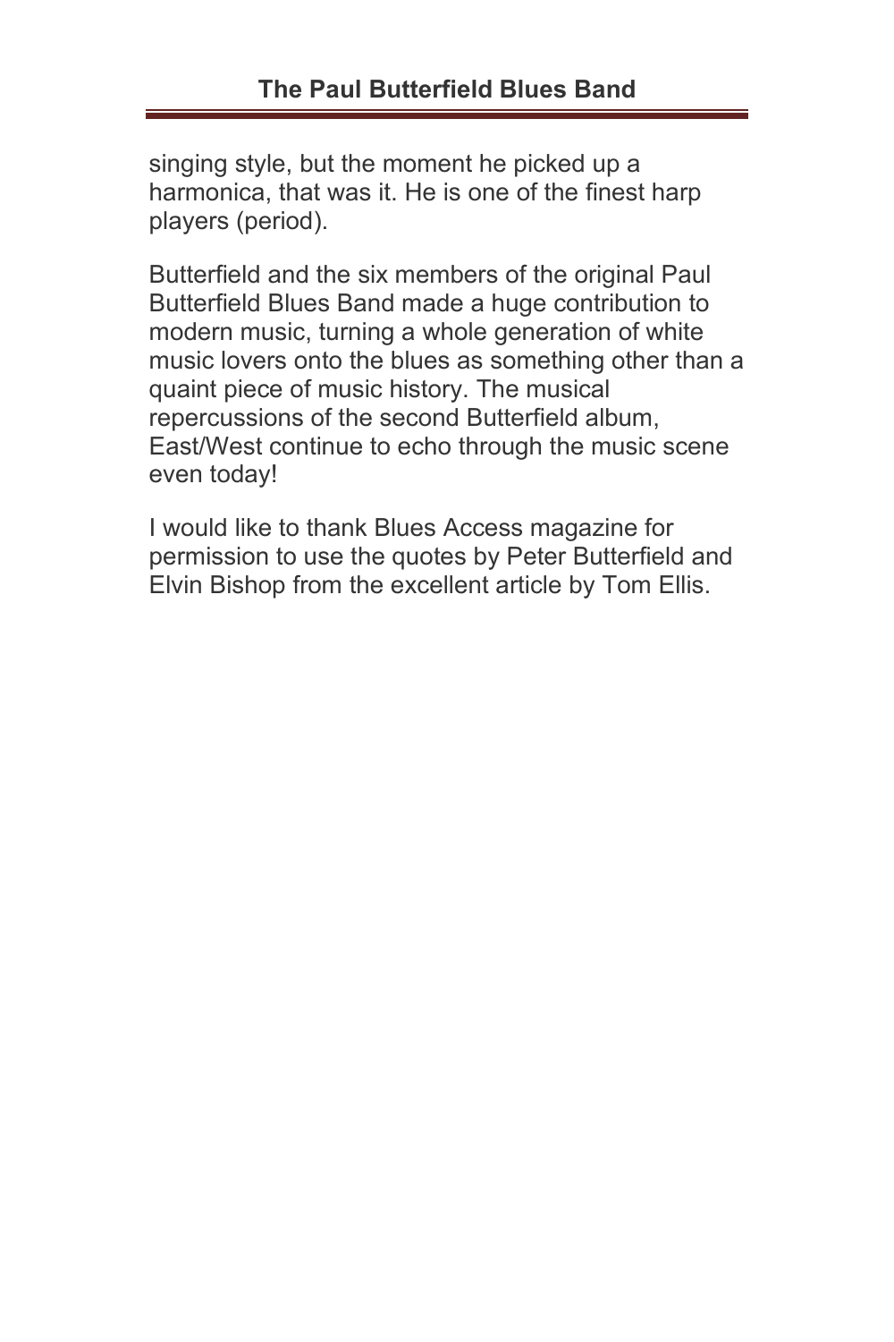singing style, but the moment he picked up a harmonica, that was it. He is one of the finest harp players (period).

Butterfield and the six members of the original Paul Butterfield Blues Band made a huge contribution to modern music, turning a whole generation of white music lovers onto the blues as something other than a quaint piece of music history. The musical repercussions of the second Butterfield album, East/West continue to echo through the music scene even today!

I would like to thank Blues Access magazine for permission to use the quotes by Peter Butterfield and Elvin Bishop from the excellent article by Tom Ellis.